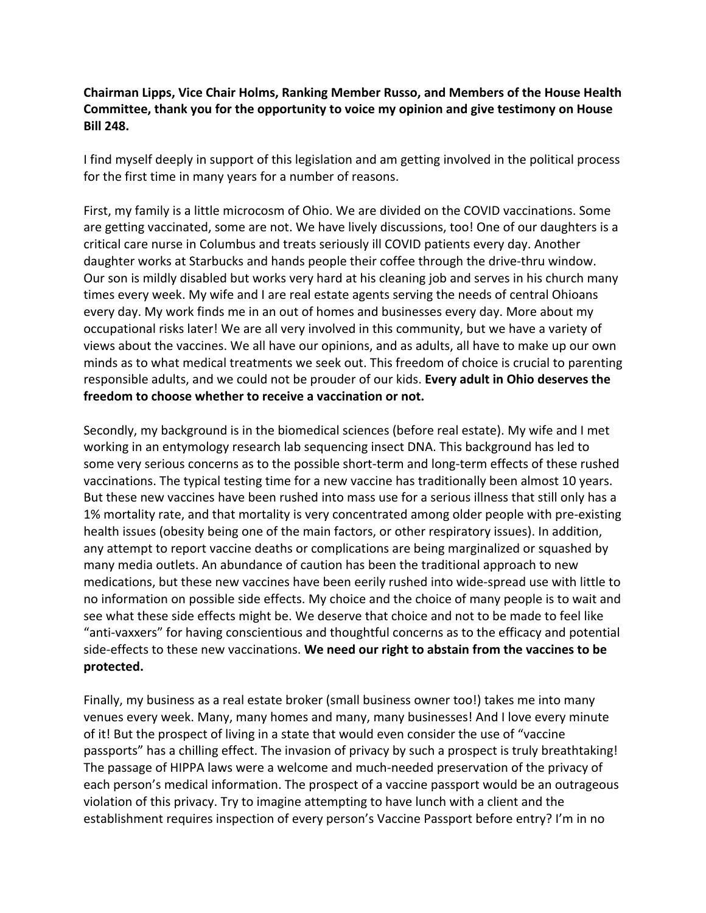**Chairman Lipps, Vice Chair Holms, Ranking Member Russo, and Members of the House Health Committee, thank you for the opportunity to voice my opinion and give testimony on House Bill 248.**

I find myself deeply in support of this legislation and am getting involved in the political process for the first time in many years for a number of reasons.

First, my family is a little microcosm of Ohio. We are divided on the COVID vaccinations. Some are getting vaccinated, some are not. We have lively discussions, too! One of our daughters is a critical care nurse in Columbus and treats seriously ill COVID patients every day. Another daughter works at Starbucks and hands people their coffee through the drive-thru window. Our son is mildly disabled but works very hard at his cleaning job and serves in his church many times every week. My wife and I are real estate agents serving the needs of central Ohioans every day. My work finds me in an out of homes and businesses every day. More about my occupational risks later! We are all very involved in this community, but we have a variety of views about the vaccines. We all have our opinions, and as adults, all have to make up our own minds as to what medical treatments we seek out. This freedom of choice is crucial to parenting responsible adults, and we could not be prouder of our kids. **Every adult in Ohio deserves the freedom to choose whether to receive a vaccination or not.**

Secondly, my background is in the biomedical sciences (before real estate). My wife and I met working in an entymology research lab sequencing insect DNA. This background has led to some very serious concerns as to the possible short-term and long-term effects of these rushed vaccinations. The typical testing time for a new vaccine has traditionally been almost 10 years. But these new vaccines have been rushed into mass use for a serious illness that still only has a 1% mortality rate, and that mortality is very concentrated among older people with pre-existing health issues (obesity being one of the main factors, or other respiratory issues). In addition, any attempt to report vaccine deaths or complications are being marginalized or squashed by many media outlets. An abundance of caution has been the traditional approach to new medications, but these new vaccines have been eerily rushed into wide-spread use with little to no information on possible side effects. My choice and the choice of many people is to wait and see what these side effects might be. We deserve that choice and not to be made to feel like "anti-vaxxers" for having conscientious and thoughtful concerns as to the efficacy and potential side-effects to these new vaccinations. **We need our right to abstain from the vaccines to be protected.**

Finally, my business as a real estate broker (small business owner too!) takes me into many venues every week. Many, many homes and many, many businesses! And I love every minute of it! But the prospect of living in a state that would even consider the use of "vaccine passports" has a chilling effect. The invasion of privacy by such a prospect is truly breathtaking! The passage of HIPPA laws were a welcome and much-needed preservation of the privacy of each person's medical information. The prospect of a vaccine passport would be an outrageous violation of this privacy. Try to imagine attempting to have lunch with a client and the establishment requires inspection of every person's Vaccine Passport before entry? I'm in no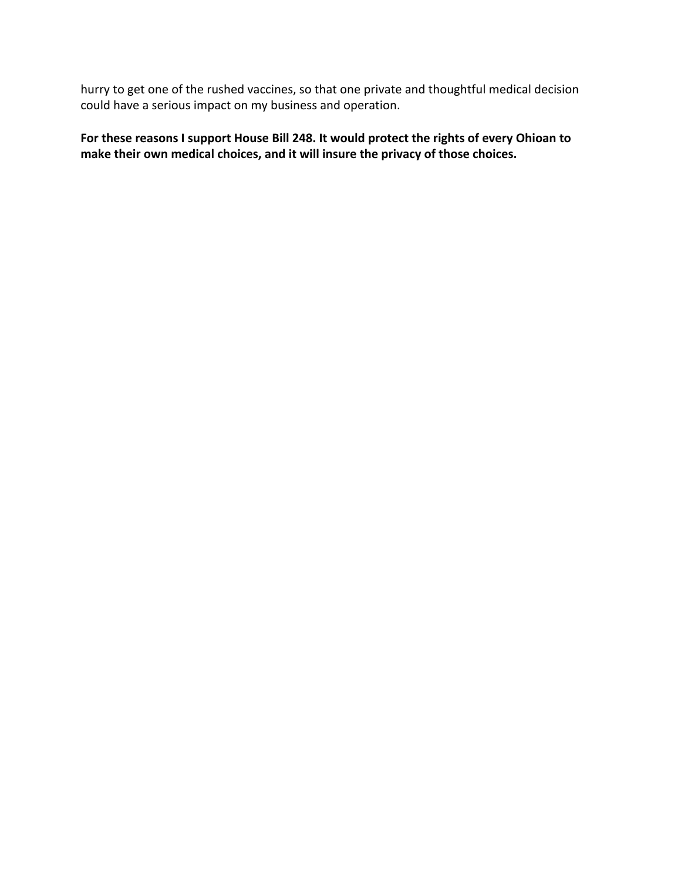hurry to get one of the rushed vaccines, so that one private and thoughtful medical decision could have a serious impact on my business and operation.

**For these reasons I support House Bill 248. It would protect the rights of every Ohioan to make their own medical choices, and it will insure the privacy of those choices.**